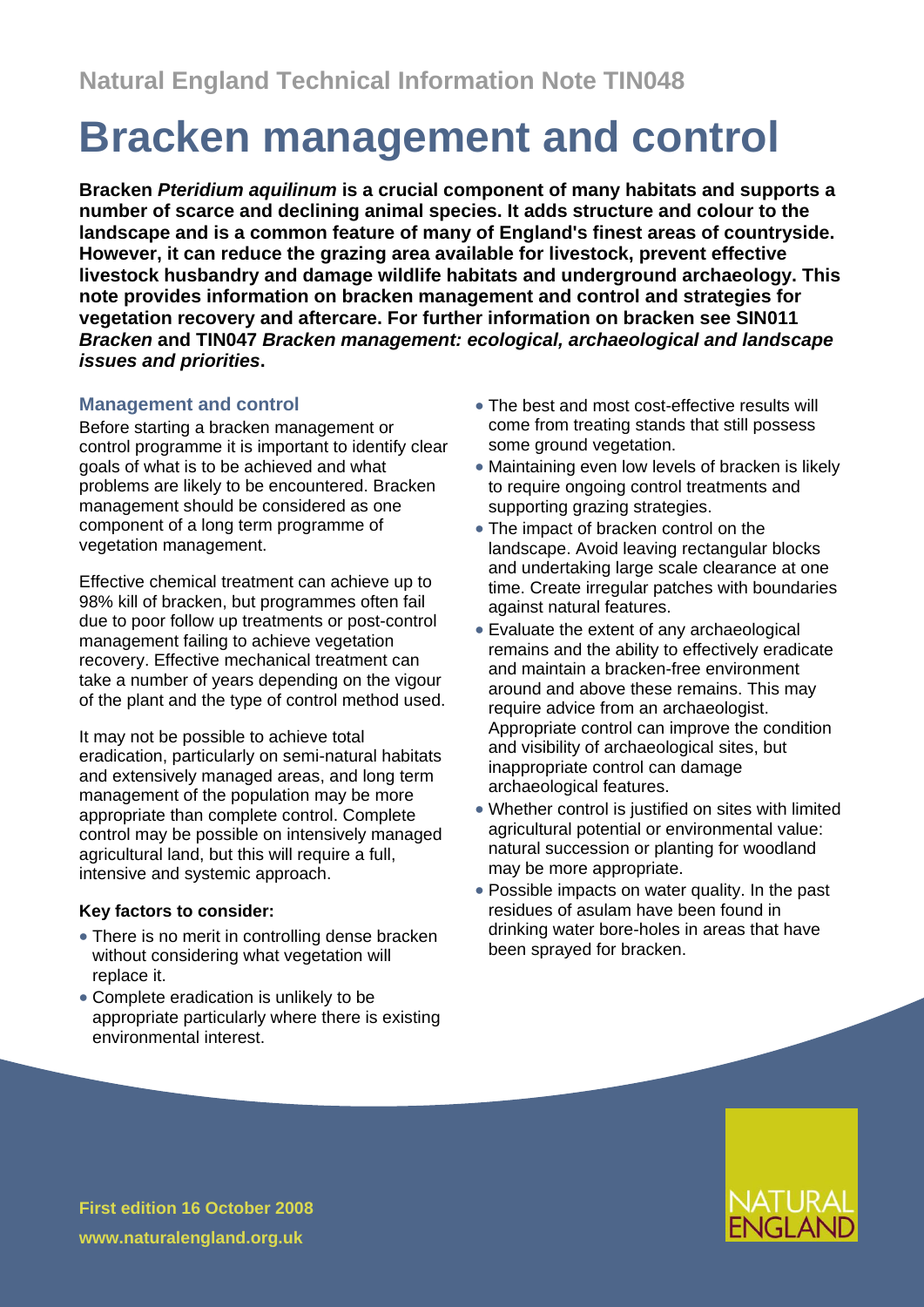Natural England Technical Information Note TIN048

# Bracken management and control

**Bracken *Pteridium aquilinum* is a crucial component of many habitats and supports a number of scarce and declining animal species. It adds structure and colour to the landscape and is a common feature of many of England's finest areas of countryside. However, it can reduce the grazing area available for livestock, prevent effective livestock husbandry and damage wildlife habitats and underground archaeology. This note provides information on bracken management and control and strategies for vegetation recovery and aftercare. For further information on bracken see SIN011 *Bracken* and TIN047 *Bracken management: ecological, archaeological and landscape issues and priorities*.**

## Management and control

Before starting a bracken management or control programme it is important to identify clear goals of what is to be achieved and what problems are likely to be encountered. Bracken management should be considered as one component of a long term programme of vegetation management.

Effective chemical treatment can achieve up to 98% kill of bracken, but programmes often fail due to poor follow up treatments or post-control management failing to achieve vegetation recovery. Effective mechanical treatment can take a number of years depending on the vigour of the plant and the type of control method used.

It may not be possible to achieve total eradication, particularly on semi-natural habitats and extensively managed areas, and long term management of the population may be more appropriate than complete control. Complete control may be possible on intensively managed agricultural land, but this will require a full, intensive and systemic approach.

**Key factors to consider:**

- There is no merit in controlling dense bracken without considering what vegetation will replace it.
- Complete eradication is unlikely to be appropriate particularly where there is existing environmental interest.
- The best and most cost-effective results will come from treating stands that still possess some ground vegetation.
- Maintaining even low levels of bracken is likely to require ongoing control treatments and supporting grazing strategies.
- The impact of bracken control on the landscape. Avoid leaving rectangular blocks and undertaking large scale clearance at one time. Create irregular patches with boundaries against natural features.
- Evaluate the extent of any archaeological remains and the ability to effectively eradicate and maintain a bracken-free environment around and above these remains. This may require advice from an archaeologist. Appropriate control can improve the condition and visibility of archaeological sites, but inappropriate control can damage archaeological features.
- Whether control is justified on sites with limited agricultural potential or environmental value: natural succession or planting for woodland may be more appropriate.
- Possible impacts on water quality. In the past residues of asulam have been found in drinking water bore-holes in areas that have been sprayed for bracken.

First edition 16 October 2008

www.naturalengland.org.uk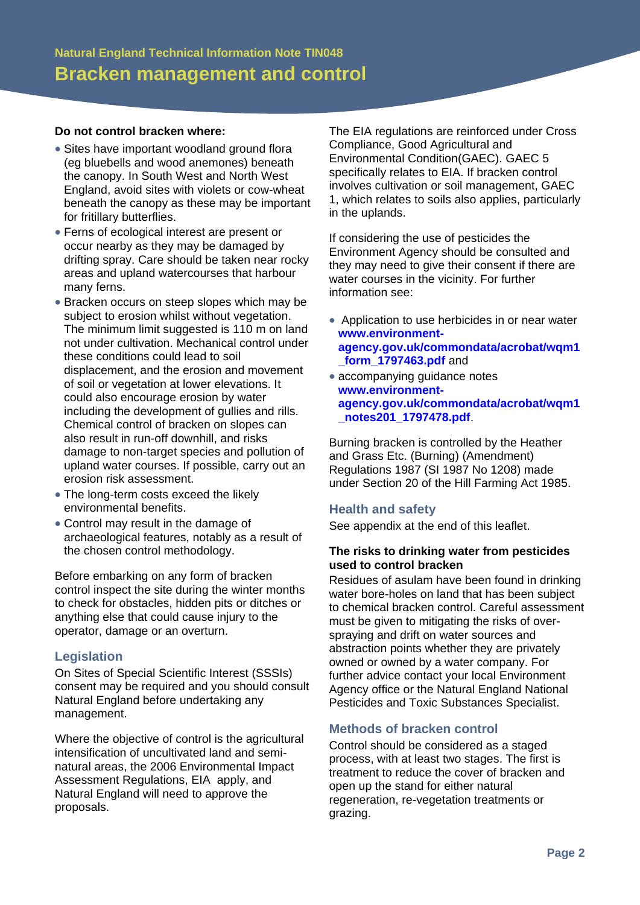**Do not control bracken where:**

- Sites have important woodland ground flora (eg bluebells and wood anemones) beneath the canopy. In South West and North West England, avoid sites with violets or cow-wheat beneath the canopy as these may be important for fritillary butterflies.
- Ferns of ecological interest are present or occur nearby as they may be damaged by drifting spray. Care should be taken near rocky areas and upland watercourses that harbour many ferns.
- Bracken occurs on steep slopes which may be subject to erosion whilst without vegetation. The minimum limit suggested is 110 m on land not under cultivation. Mechanical control under these conditions could lead to soil displacement, and the erosion and movement of soil or vegetation at lower elevations. It could also encourage erosion by water including the development of gullies and rills. Chemical control of bracken on slopes can also result in run-off downhill, and risks damage to non-target species and pollution of upland water courses. If possible, carry out an erosion risk assessment.
- The long-term costs exceed the likely environmental benefits.
- Control may result in the damage of archaeological features, notably as a result of the chosen control methodology.

Before embarking on any form of bracken control inspect the site during the winter months to check for obstacles, hidden pits or ditches or anything else that could cause injury to the operator, damage or an overturn.

## Legislation

On Sites of Special Scientific Interest (SSSIs) consent may be required and you should consult Natural England before undertaking any management.

Where the objective of control is the agricultural intensification of uncultivated land and semi-natural areas, the 2006 Environmental Impact Assessment Regulations, EIA apply, and Natural England will need to approve the proposals.

The EIA regulations are reinforced under Cross Compliance, Good Agricultural and Environmental Condition(GAEC). GAEC 5 specifically relates to EIA. If bracken control involves cultivation or soil management, GAEC 1, which relates to soils also applies, particularly in the uplands.

If considering the use of pesticides the Environment Agency should be consulted and they may need to give their consent if there are water courses in the vicinity. For further information see:

- Application to use herbicides in or near water **www.environment-agency.gov.uk/commondata/acrobat/wqm1_form_1797463.pdf** and
- accompanying guidance notes **www.environment-agency.gov.uk/commondata/acrobat/wqm1_notes201_1797478.pdf**.

Burning bracken is controlled by the Heather and Grass Etc. (Burning) (Amendment) Regulations 1987 (SI 1987 No 1208) made under Section 20 of the Hill Farming Act 1985.

## Health and safety

See appendix at the end of this leaflet.

**The risks to drinking water from pesticides used to control bracken**

Residues of asulam have been found in drinking water bore-holes on land that has been subject to chemical bracken control. Careful assessment must be given to mitigating the risks of over-spraying and drift on water sources and abstraction points whether they are privately owned or owned by a water company. For further advice contact your local Environment Agency office or the Natural England National Pesticides and Toxic Substances Specialist.

## Methods of bracken control

Control should be considered as a staged process, with at least two stages. The first is treatment to reduce the cover of bracken and open up the stand for either natural regeneration, re-vegetation treatments or grazing.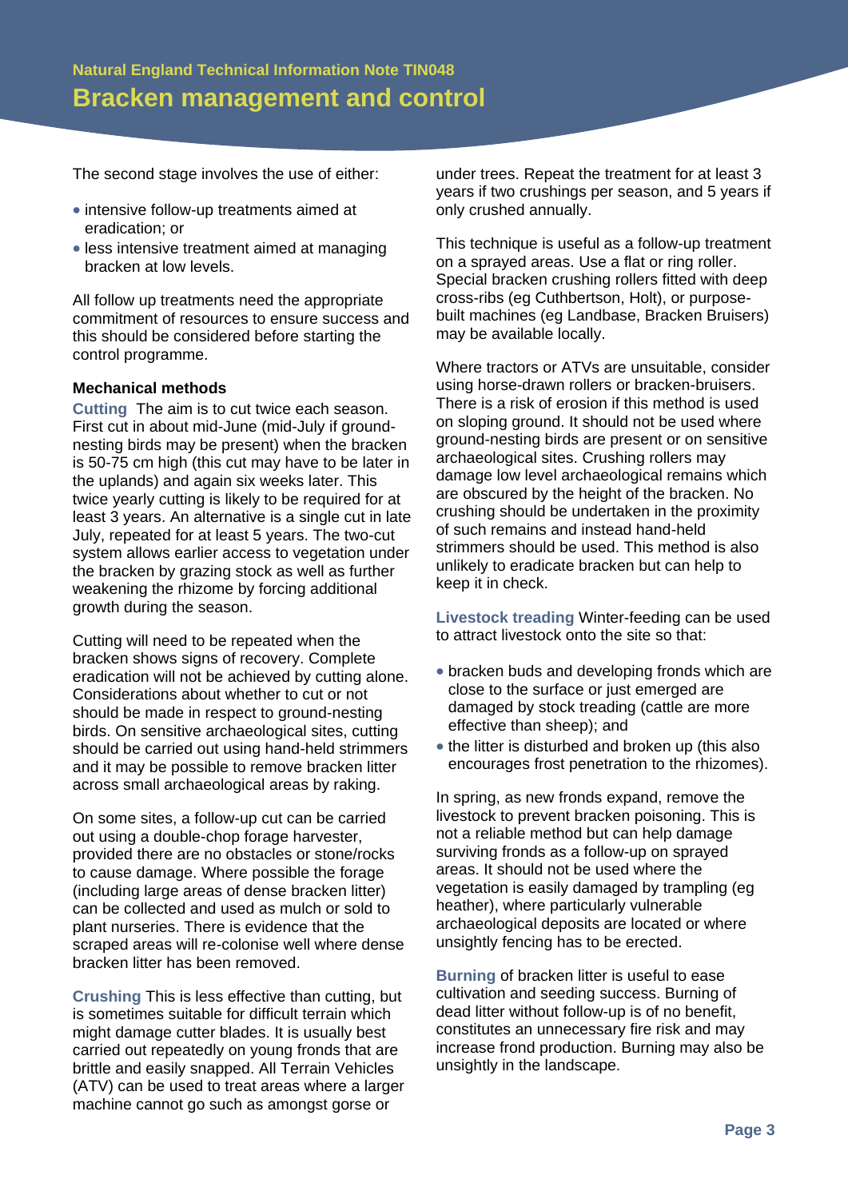The second stage involves the use of either:

- intensive follow-up treatments aimed at eradication; or
- less intensive treatment aimed at managing bracken at low levels.

All follow up treatments need the appropriate commitment of resources to ensure success and this should be considered before starting the control programme.

**Mechanical methods**

**Cutting** The aim is to cut twice each season. First cut in about mid-June (mid-July if ground-nesting birds may be present) when the bracken is 50-75 cm high (this cut may have to be later in the uplands) and again six weeks later. This twice yearly cutting is likely to be required for at least 3 years. An alternative is a single cut in late July, repeated for at least 5 years. The two-cut system allows earlier access to vegetation under the bracken by grazing stock as well as further weakening the rhizome by forcing additional growth during the season.

Cutting will need to be repeated when the bracken shows signs of recovery. Complete eradication will not be achieved by cutting alone. Considerations about whether to cut or not should be made in respect to ground-nesting birds. On sensitive archaeological sites, cutting should be carried out using hand-held strimmers and it may be possible to remove bracken litter across small archaeological areas by raking.

On some sites, a follow-up cut can be carried out using a double-chop forage harvester, provided there are no obstacles or stone/rocks to cause damage. Where possible the forage (including large areas of dense bracken litter) can be collected and used as mulch or sold to plant nurseries. There is evidence that the scraped areas will re-colonise well where dense bracken litter has been removed.

**Crushing** This is less effective than cutting, but is sometimes suitable for difficult terrain which might damage cutter blades. It is usually best carried out repeatedly on young fronds that are brittle and easily snapped. All Terrain Vehicles (ATV) can be used to treat areas where a larger machine cannot go such as amongst gorse or under trees. Repeat the treatment for at least 3 years if two crushings per season, and 5 years if only crushed annually.

This technique is useful as a follow-up treatment on a sprayed areas. Use a flat or ring roller. Special bracken crushing rollers fitted with deep cross-ribs (eg Cuthbertson, Holt), or purpose-built machines (eg Landbase, Bracken Bruisers) may be available locally.

Where tractors or ATVs are unsuitable, consider using horse-drawn rollers or bracken-bruisers. There is a risk of erosion if this method is used on sloping ground. It should not be used where ground-nesting birds are present or on sensitive archaeological sites. Crushing rollers may damage low level archaeological remains which are obscured by the height of the bracken. No crushing should be undertaken in the proximity of such remains and instead hand-held strimmers should be used. This method is also unlikely to eradicate bracken but can help to keep it in check.

**Livestock treading** Winter-feeding can be used to attract livestock onto the site so that:

- bracken buds and developing fronds which are close to the surface or just emerged are damaged by stock treading (cattle are more effective than sheep); and
- the litter is disturbed and broken up (this also encourages frost penetration to the rhizomes).

In spring, as new fronds expand, remove the livestock to prevent bracken poisoning. This is not a reliable method but can help damage surviving fronds as a follow-up on sprayed areas. It should not be used where the vegetation is easily damaged by trampling (eg heather), where particularly vulnerable archaeological deposits are located or where unsightly fencing has to be erected.

**Burning** of bracken litter is useful to ease cultivation and seeding success. Burning of dead litter without follow-up is of no benefit, constitutes an unnecessary fire risk and may increase frond production. Burning may also be unsightly in the landscape.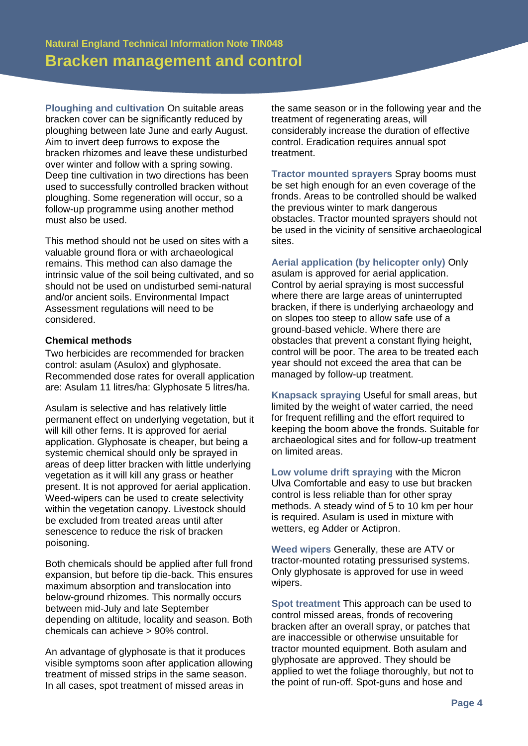**Ploughing and cultivation** On suitable areas bracken cover can be significantly reduced by ploughing between late June and early August. Aim to invert deep furrows to expose the bracken rhizomes and leave these undisturbed over winter and follow with a spring sowing. Deep tine cultivation in two directions has been used to successfully controlled bracken without ploughing. Some regeneration will occur, so a follow-up programme using another method must also be used.

This method should not be used on sites with a valuable ground flora or with archaeological remains. This method can also damage the intrinsic value of the soil being cultivated, and so should not be used on undisturbed semi-natural and/or ancient soils. Environmental Impact Assessment regulations will need to be considered.

### Chemical methods

Two herbicides are recommended for bracken control: asulam (Asulox) and glyphosate. Recommended dose rates for overall application are: Asulam 11 litres/ha: Glyphosate 5 litres/ha.

Asulam is selective and has relatively little permanent effect on underlying vegetation, but it will kill other ferns. It is approved for aerial application. Glyphosate is cheaper, but being a systemic chemical should only be sprayed in areas of deep litter bracken with little underlying vegetation as it will kill any grass or heather present. It is not approved for aerial application. Weed-wipers can be used to create selectivity within the vegetation canopy. Livestock should be excluded from treated areas until after senescence to reduce the risk of bracken poisoning.

Both chemicals should be applied after full frond expansion, but before tip die-back. This ensures maximum absorption and translocation into below-ground rhizomes. This normally occurs between mid-July and late September depending on altitude, locality and season. Both chemicals can achieve > 90% control.

An advantage of glyphosate is that it produces visible symptoms soon after application allowing treatment of missed strips in the same season. In all cases, spot treatment of missed areas in the same season or in the following year and the treatment of regenerating areas, will considerably increase the duration of effective control. Eradication requires annual spot treatment.

**Tractor mounted sprayers** Spray booms must be set high enough for an even coverage of the fronds. Areas to be controlled should be walked the previous winter to mark dangerous obstacles. Tractor mounted sprayers should not be used in the vicinity of sensitive archaeological sites.

**Aerial application (by helicopter only)** Only asulam is approved for aerial application. Control by aerial spraying is most successful where there are large areas of uninterrupted bracken, if there is underlying archaeology and on slopes too steep to allow safe use of a ground-based vehicle. Where there are obstacles that prevent a constant flying height, control will be poor. The area to be treated each year should not exceed the area that can be managed by follow-up treatment.

**Knapsack spraying** Useful for small areas, but limited by the weight of water carried, the need for frequent refilling and the effort required to keeping the boom above the fronds. Suitable for archaeological sites and for follow-up treatment on limited areas.

**Low volume drift spraying** with the Micron Ulva Comfortable and easy to use but bracken control is less reliable than for other spray methods. A steady wind of 5 to 10 km per hour is required. Asulam is used in mixture with wetters, eg Adder or Actipron.

**Weed wipers** Generally, these are ATV or tractor-mounted rotating pressurised systems. Only glyphosate is approved for use in weed wipers.

**Spot treatment** This approach can be used to control missed areas, fronds of recovering bracken after an overall spray, or patches that are inaccessible or otherwise unsuitable for tractor mounted equipment. Both asulam and glyphosate are approved. They should be applied to wet the foliage thoroughly, but not to the point of run-off. Spot-guns and hose and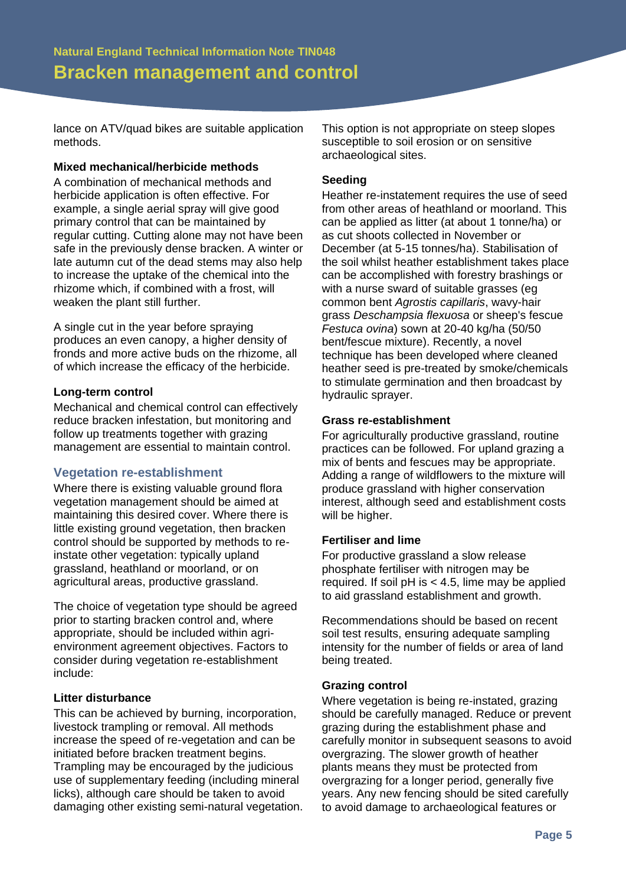lance on ATV/quad bikes are suitable application methods.

### Mixed mechanical/herbicide methods

A combination of mechanical methods and herbicide application is often effective. For example, a single aerial spray will give good primary control that can be maintained by regular cutting. Cutting alone may not have been safe in the previously dense bracken. A winter or late autumn cut of the dead stems may also help to increase the uptake of the chemical into the rhizome which, if combined with a frost, will weaken the plant still further.

A single cut in the year before spraying produces an even canopy, a higher density of fronds and more active buds on the rhizome, all of which increase the efficacy of the herbicide.

### Long-term control

Mechanical and chemical control can effectively reduce bracken infestation, but monitoring and follow up treatments together with grazing management are essential to maintain control.

## Vegetation re-establishment

Where there is existing valuable ground flora vegetation management should be aimed at maintaining this desired cover. Where there is little existing ground vegetation, then bracken control should be supported by methods to re-instate other vegetation: typically upland grassland, heathland or moorland, or on agricultural areas, productive grassland.

The choice of vegetation type should be agreed prior to starting bracken control and, where appropriate, should be included within agri-environment agreement objectives. Factors to consider during vegetation re-establishment include:

### Litter disturbance

This can be achieved by burning, incorporation, livestock trampling or removal. All methods increase the speed of re-vegetation and can be initiated before bracken treatment begins. Trampling may be encouraged by the judicious use of supplementary feeding (including mineral licks), although care should be taken to avoid damaging other existing semi-natural vegetation. This option is not appropriate on steep slopes susceptible to soil erosion or on sensitive archaeological sites.

### Seeding

Heather re-instatement requires the use of seed from other areas of heathland or moorland. This can be applied as litter (at about 1 tonne/ha) or as cut shoots collected in November or December (at 5-15 tonnes/ha). Stabilisation of the soil whilst heather establishment takes place can be accomplished with forestry brashings or with a nurse sward of suitable grasses (eg common bent *Agrostis capillaris*, wavy-hair grass *Deschampsia flexuosa* or sheep's fescue *Festuca ovina*) sown at 20-40 kg/ha (50/50 bent/fescue mixture). Recently, a novel technique has been developed where cleaned heather seed is pre-treated by smoke/chemicals to stimulate germination and then broadcast by hydraulic sprayer.

### Grass re-establishment

For agriculturally productive grassland, routine practices can be followed. For upland grazing a mix of bents and fescues may be appropriate. Adding a range of wildflowers to the mixture will produce grassland with higher conservation interest, although seed and establishment costs will be higher.

### Fertiliser and lime

For productive grassland a slow release phosphate fertiliser with nitrogen may be required. If soil pH is $< 4.5$, lime may be applied to aid grassland establishment and growth.

Recommendations should be based on recent soil test results, ensuring adequate sampling intensity for the number of fields or area of land being treated.

### Grazing control

Where vegetation is being re-instated, grazing should be carefully managed. Reduce or prevent grazing during the establishment phase and carefully monitor in subsequent seasons to avoid overgrazing. The slower growth of heather plants means they must be protected from overgrazing for a longer period, generally five years. Any new fencing should be sited carefully to avoid damage to archaeological features or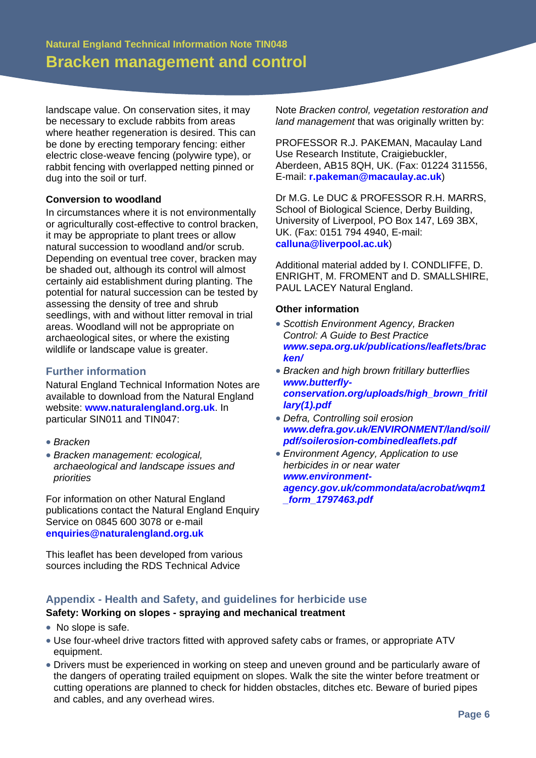landscape value. On conservation sites, it may be necessary to exclude rabbits from areas where heather regeneration is desired. This can be done by erecting temporary fencing: either electric close-weave fencing (polywire type), or rabbit fencing with overlapped netting pinned or dug into the soil or turf.

### Conversion to woodland

In circumstances where it is not environmentally or agriculturally cost-effective to control bracken, it may be appropriate to plant trees or allow natural succession to woodland and/or scrub. Depending on eventual tree cover, bracken may be shaded out, although its control will almost certainly aid establishment during planting. The potential for natural succession can be tested by assessing the density of tree and shrub seedlings, with and without litter removal in trial areas. Woodland will not be appropriate on archaeological sites, or where the existing wildlife or landscape value is greater.

## Further information

Natural England Technical Information Notes are available to download from the Natural England website: **www.naturalengland.org.uk**. In particular SIN011 and TIN047:

- *Bracken*
- *Bracken management: ecological, archaeological and landscape issues and priorities*

For information on other Natural England publications contact the Natural England Enquiry Service on 0845 600 3078 or e-mail **enquiries@naturalengland.org.uk**

This leaflet has been developed from various sources including the RDS Technical Advice Note *Bracken control, vegetation restoration and land management* that was originally written by:

PROFESSOR R.J. PAKEMAN, Macaulay Land Use Research Institute, Craigiebuckler, Aberdeen, AB15 8QH, UK. (Fax: 01224 311556, E-mail: **r.pakeman@macaulay.ac.uk**)

Dr M.G. Le DUC & PROFESSOR R.H. MARRS, School of Biological Science, Derby Building, University of Liverpool, PO Box 147, L69 3BX, UK. (Fax: 0151 794 4940, E-mail: **calluna@liverpool.ac.uk**)

Additional material added by I. CONDLIFFE, D. ENRIGHT, M. FROMENT and D. SMALLSHIRE, PAUL LACEY Natural England.

### Other information

- *Scottish Environment Agency, Bracken Control: A Guide to Best Practice* ***www.sepa.org.uk/publications/leaflets/bracken/***
- *Bracken and high brown fritillary butterflies* ***www.butterfly-conservation.org/uploads/high_brown_fritillary(1).pdf***
- *Defra, Controlling soil erosion* ***www.defra.gov.uk/ENVIRONMENT/land/soil/pdf/soilerosion-combinedleaflets.pdf***
- *Environment Agency, Application to use herbicides in or near water* ***www.environment-agency.gov.uk/commondata/acrobat/wqm1_form_1797463.pdf***

## Appendix - Health and Safety, and guidelines for herbicide use

**Safety: Working on slopes - spraying and mechanical treatment**

- No slope is safe.
- Use four-wheel drive tractors fitted with approved safety cabs or frames, or appropriate ATV equipment.
- Drivers must be experienced in working on steep and uneven ground and be particularly aware of the dangers of operating trailed equipment on slopes. Walk the site the winter before treatment or cutting operations are planned to check for hidden obstacles, ditches etc. Beware of buried pipes and cables, and any overhead wires.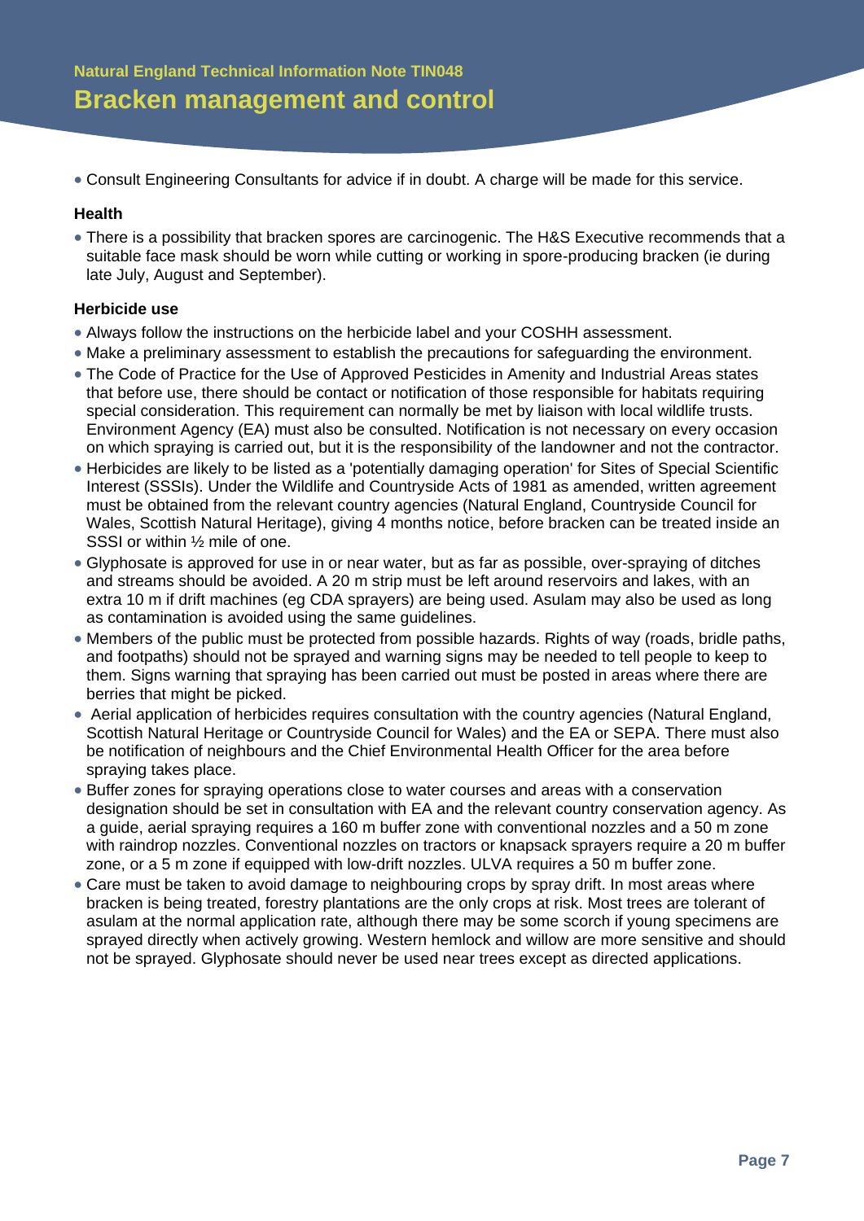- Consult Engineering Consultants for advice if in doubt. A charge will be made for this service.

**Health**

- There is a possibility that bracken spores are carcinogenic. The H&S Executive recommends that a suitable face mask should be worn while cutting or working in spore-producing bracken (ie during late July, August and September).

**Herbicide use**

- Always follow the instructions on the herbicide label and your COSHH assessment.
- Make a preliminary assessment to establish the precautions for safeguarding the environment.
- The Code of Practice for the Use of Approved Pesticides in Amenity and Industrial Areas states that before use, there should be contact or notification of those responsible for habitats requiring special consideration. This requirement can normally be met by liaison with local wildlife trusts. Environment Agency (EA) must also be consulted. Notification is not necessary on every occasion on which spraying is carried out, but it is the responsibility of the landowner and not the contractor.
- Herbicides are likely to be listed as a 'potentially damaging operation' for Sites of Special Scientific Interest (SSSIs). Under the Wildlife and Countryside Acts of 1981 as amended, written agreement must be obtained from the relevant country agencies (Natural England, Countryside Council for Wales, Scottish Natural Heritage), giving 4 months notice, before bracken can be treated inside an SSSI or within ½ mile of one.
- Glyphosate is approved for use in or near water, but as far as possible, over-spraying of ditches and streams should be avoided. A 20 m strip must be left around reservoirs and lakes, with an extra 10 m if drift machines (eg CDA sprayers) are being used. Asulam may also be used as long as contamination is avoided using the same guidelines.
- Members of the public must be protected from possible hazards. Rights of way (roads, bridle paths, and footpaths) should not be sprayed and warning signs may be needed to tell people to keep to them. Signs warning that spraying has been carried out must be posted in areas where there are berries that might be picked.
- Aerial application of herbicides requires consultation with the country agencies (Natural England, Scottish Natural Heritage or Countryside Council for Wales) and the EA or SEPA. There must also be notification of neighbours and the Chief Environmental Health Officer for the area before spraying takes place.
- Buffer zones for spraying operations close to water courses and areas with a conservation designation should be set in consultation with EA and the relevant country conservation agency. As a guide, aerial spraying requires a 160 m buffer zone with conventional nozzles and a 50 m zone with raindrop nozzles. Conventional nozzles on tractors or knapsack sprayers require a 20 m buffer zone, or a 5 m zone if equipped with low-drift nozzles. ULVA requires a 50 m buffer zone.
- Care must be taken to avoid damage to neighbouring crops by spray drift. In most areas where bracken is being treated, forestry plantations are the only crops at risk. Most trees are tolerant of asulam at the normal application rate, although there may be some scorch if young specimens are sprayed directly when actively growing. Western hemlock and willow are more sensitive and should not be sprayed. Glyphosate should never be used near trees except as directed applications.